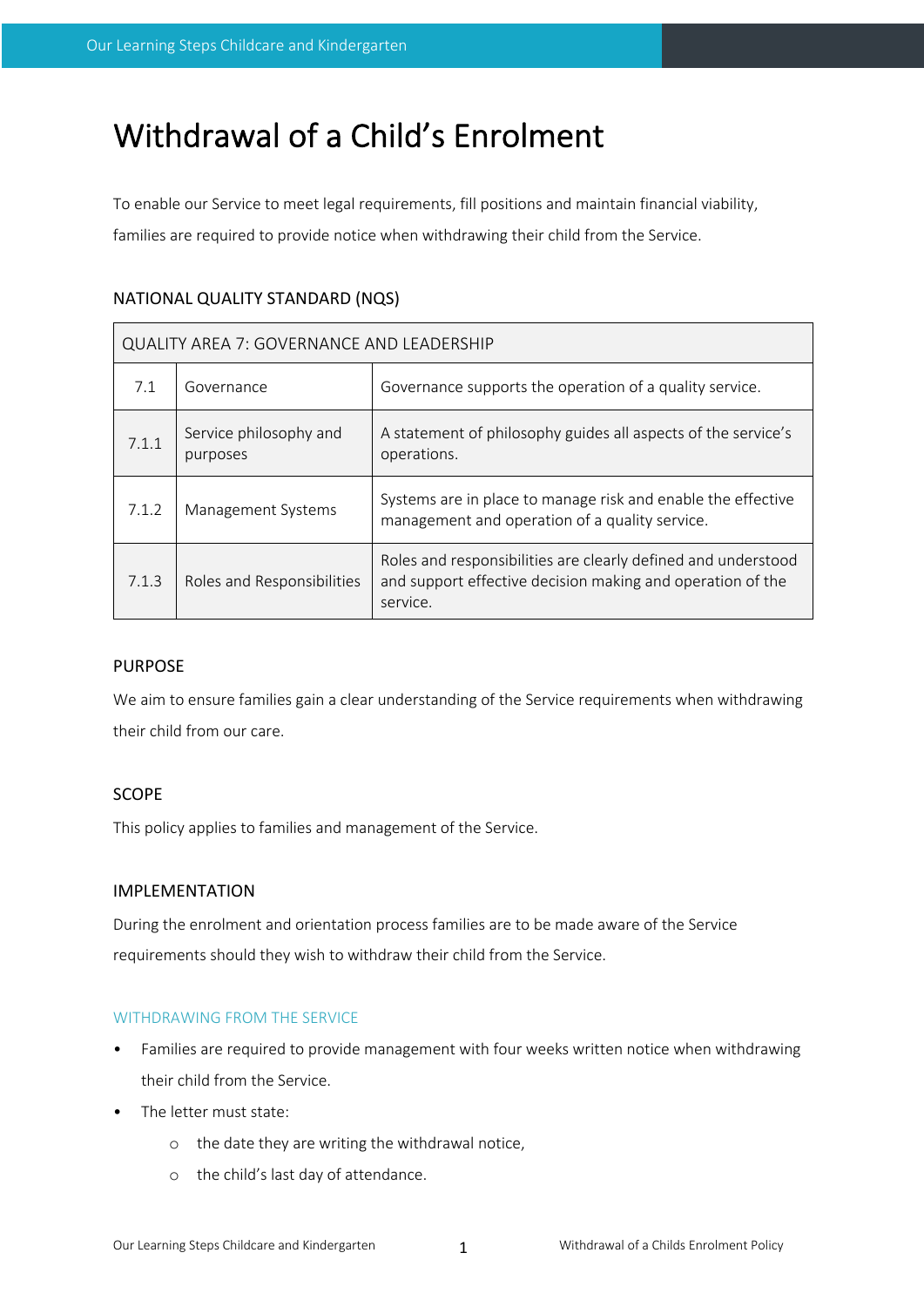# Withdrawal of a Child's Enrolment

To enable our Service to meet legal requirements, fill positions and maintain financial viability, families are required to provide notice when withdrawing their child from the Service.

## NATIONAL QUALITY STANDARD (NQS)

| QUALITY AREA 7: GOVERNANCE AND LEADERSHIP | | |
|---|---|---|
| 7.1 | Governance | Governance supports the operation of a quality service. |
| 7.1.1 | Service philosophy and purposes | A statement of philosophy guides all aspects of the service's operations. |
| 7.1.2 | Management Systems | Systems are in place to manage risk and enable the effective management and operation of a quality service. |
| 7.1.3 | Roles and Responsibilities | Roles and responsibilities are clearly defined and understood and support effective decision making and operation of the service. |

## PURPOSE

We aim to ensure families gain a clear understanding of the Service requirements when withdrawing their child from our care.

## SCOPE

This policy applies to families and management of the Service.

## IMPLEMENTATION

During the enrolment and orientation process families are to be made aware of the Service requirements should they wish to withdraw their child from the Service.

### WITHDRAWING FROM THE SERVICE

- Families are required to provide management with four weeks written notice when withdrawing their child from the Service.
- The letter must state:
    - the date they are writing the withdrawal notice,
    - the child's last day of attendance.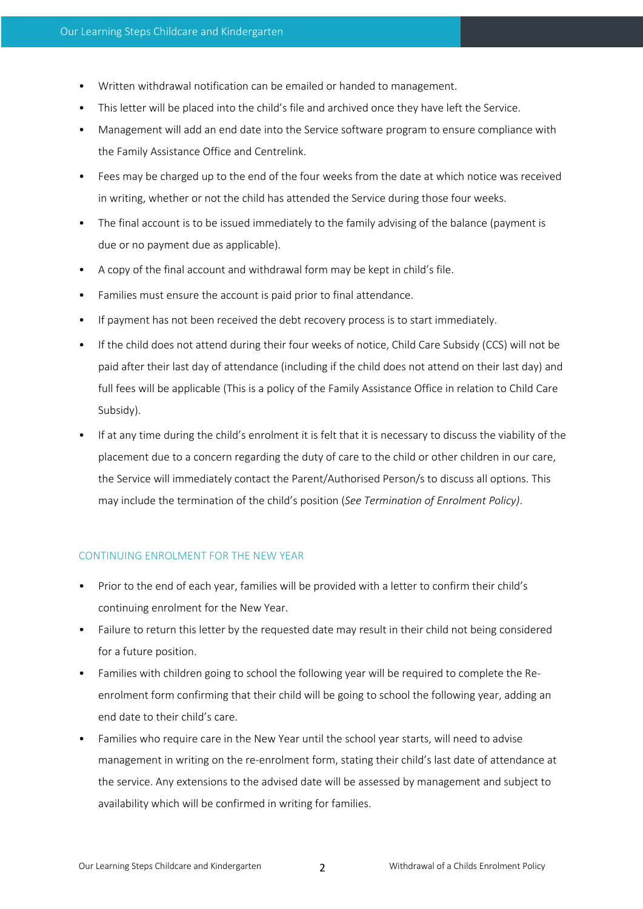- Written withdrawal notification can be emailed or handed to management.
- This letter will be placed into the child's file and archived once they have left the Service.
- Management will add an end date into the Service software program to ensure compliance with the Family Assistance Office and Centrelink.
- Fees may be charged up to the end of the four weeks from the date at which notice was received in writing, whether or not the child has attended the Service during those four weeks.
- The final account is to be issued immediately to the family advising of the balance (payment is due or no payment due as applicable).
- A copy of the final account and withdrawal form may be kept in child's file.
- Families must ensure the account is paid prior to final attendance.
- If payment has not been received the debt recovery process is to start immediately.
- If the child does not attend during their four weeks of notice, Child Care Subsidy (CCS) will not be paid after their last day of attendance (including if the child does not attend on their last day) and full fees will be applicable (This is a policy of the Family Assistance Office in relation to Child Care Subsidy).
- If at any time during the child's enrolment it is felt that it is necessary to discuss the viability of the placement due to a concern regarding the duty of care to the child or other children in our care, the Service will immediately contact the Parent/Authorised Person/s to discuss all options. This may include the termination of the child's position (*See Termination of Enrolment Policy)*.

## CONTINUING ENROLMENT FOR THE NEW YEAR

- Prior to the end of each year, families will be provided with a letter to confirm their child's continuing enrolment for the New Year.
- Failure to return this letter by the requested date may result in their child not being considered for a future position.
- Families with children going to school the following year will be required to complete the Re-enrolment form confirming that their child will be going to school the following year, adding an end date to their child's care.
- Families who require care in the New Year until the school year starts, will need to advise management in writing on the re-enrolment form, stating their child's last date of attendance at the service. Any extensions to the advised date will be assessed by management and subject to availability which will be confirmed in writing for families.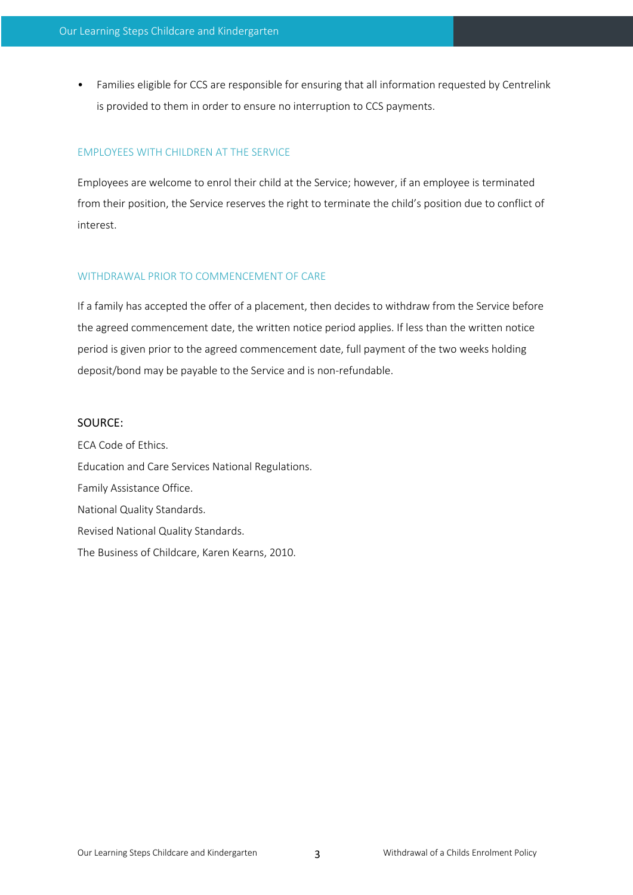- Families eligible for CCS are responsible for ensuring that all information requested by Centrelink is provided to them in order to ensure no interruption to CCS payments.

## EMPLOYEES WITH CHILDREN AT THE SERVICE

Employees are welcome to enrol their child at the Service; however, if an employee is terminated from their position, the Service reserves the right to terminate the child's position due to conflict of interest.

## WITHDRAWAL PRIOR TO COMMENCEMENT OF CARE

If a family has accepted the offer of a placement, then decides to withdraw from the Service before the agreed commencement date, the written notice period applies. If less than the written notice period is given prior to the agreed commencement date, full payment of the two weeks holding deposit/bond may be payable to the Service and is non-refundable.

## SOURCE:

ECA Code of Ethics.

Education and Care Services National Regulations.

Family Assistance Office.

National Quality Standards.

Revised National Quality Standards.

The Business of Childcare, Karen Kearns, 2010.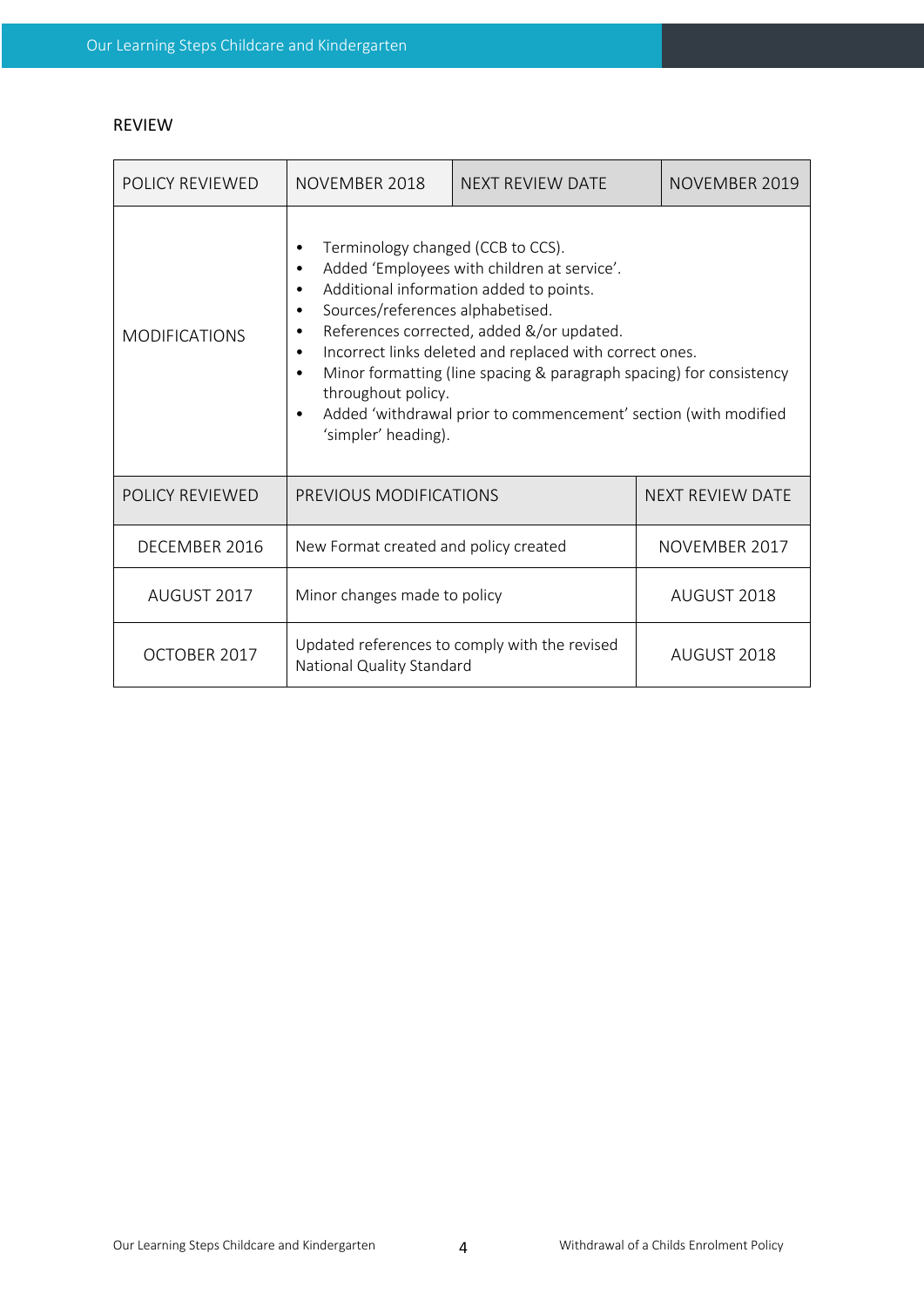## REVIEW

| POLICY REVIEWED | NOVEMBER 2018 | NEXT REVIEW DATE | NOVEMBER 2019 |
|---|---|---|---|
| MODIFICATIONS | • Terminology changed (CCB to CCS).<br>• Added 'Employees with children at service'.<br>• Additional information added to points.<br>• Sources/references alphabetised.<br>• References corrected, added &/or updated.<br>• Incorrect links deleted and replaced with correct ones.<br>• Minor formatting (line spacing & paragraph spacing) for consistency throughout policy.<br>• Added 'withdrawal prior to commencement' section (with modified 'simpler' heading). | | |

| POLICY REVIEWED | PREVIOUS MODIFICATIONS | NEXT REVIEW DATE |
|---|---|---|
| DECEMBER 2016 | New Format created and policy created | NOVEMBER 2017 |
| AUGUST 2017 | Minor changes made to policy | AUGUST 2018 |
| OCTOBER 2017 | Updated references to comply with the revised National Quality Standard | AUGUST 2018 |